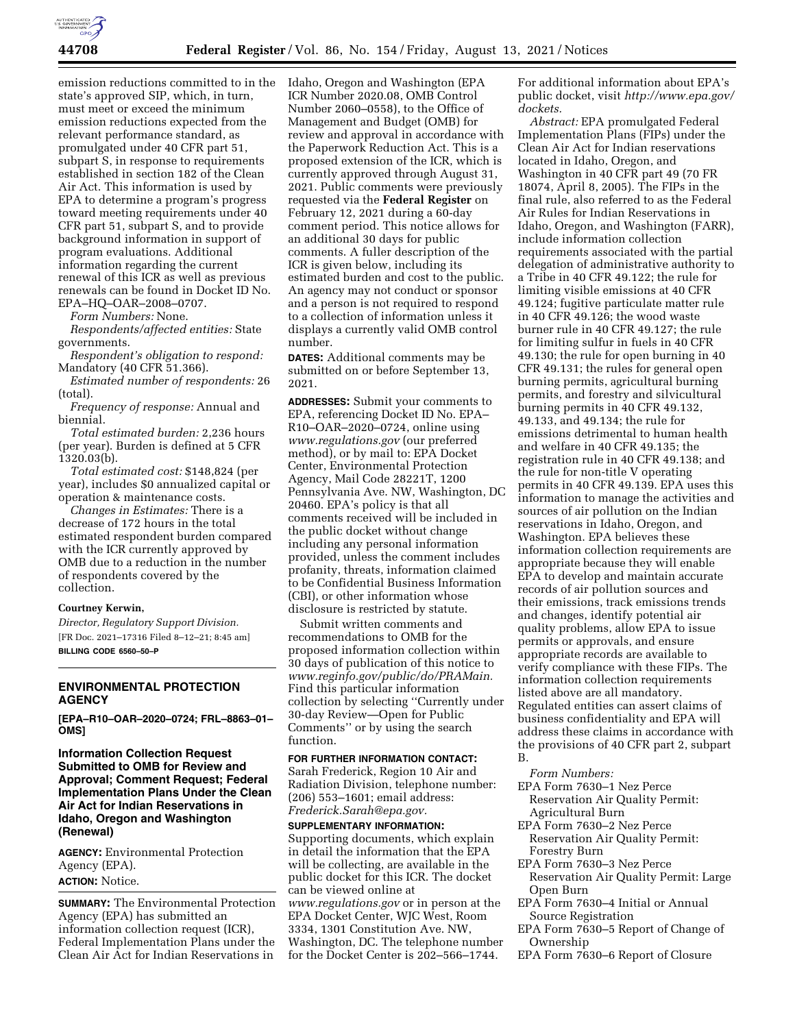emission reductions committed to in the state's approved SIP, which, in turn, must meet or exceed the minimum emission reductions expected from the relevant performance standard, as promulgated under 40 CFR part 51, subpart S, in response to requirements established in section 182 of the Clean Air Act. This information is used by EPA to determine a program's progress toward meeting requirements under 40 CFR part 51, subpart S, and to provide background information in support of program evaluations. Additional information regarding the current renewal of this ICR as well as previous renewals can be found in Docket ID No. EPA–HQ–OAR–2008–0707.

*Form Numbers:* None.

*Respondents/affected entities:* State governments.

*Respondent's obligation to respond:* Mandatory (40 CFR 51.366).

*Estimated number of respondents:* 26 (total).

*Frequency of response:* Annual and biennial.

*Total estimated burden:* 2,236 hours (per year). Burden is defined at 5 CFR 1320.03(b).

*Total estimated cost:* $148,824 (per year), includes $0 annualized capital or operation & maintenance costs.

*Changes in Estimates:* There is a decrease of 172 hours in the total estimated respondent burden compared with the ICR currently approved by OMB due to a reduction in the number of respondents covered by the collection.

**Courtney Kerwin,**

*Director, Regulatory Support Division.*

[FR Doc. 2021–17316 Filed 8–12–21; 8:45 am]

**BILLING CODE 6560–50–P**

## ENVIRONMENTAL PROTECTION AGENCY

**[EPA–R10–OAR–2020–0724; FRL–8863–01–OMS]**

### Information Collection Request Submitted to OMB for Review and Approval; Comment Request; Federal Implementation Plans Under the Clean Air Act for Indian Reservations in Idaho, Oregon and Washington (Renewal)

**AGENCY:** Environmental Protection Agency (EPA).

**ACTION:** Notice.

**SUMMARY:** The Environmental Protection Agency (EPA) has submitted an information collection request (ICR), Federal Implementation Plans under the Clean Air Act for Indian Reservations in Idaho, Oregon and Washington (EPA ICR Number 2020.08, OMB Control Number 2060–0558), to the Office of Management and Budget (OMB) for review and approval in accordance with the Paperwork Reduction Act. This is a proposed extension of the ICR, which is currently approved through August 31, 2021. Public comments were previously requested via the **Federal Register** on February 12, 2021 during a 60-day comment period. This notice allows for an additional 30 days for public comments. A fuller description of the ICR is given below, including its estimated burden and cost to the public. An agency may not conduct or sponsor and a person is not required to respond to a collection of information unless it displays a currently valid OMB control number.

**DATES:** Additional comments may be submitted on or before September 13, 2021.

**ADDRESSES:** Submit your comments to EPA, referencing Docket ID No. EPA–R10–OAR–2020–0724, online using *www.regulations.gov* (our preferred method), or by mail to: EPA Docket Center, Environmental Protection Agency, Mail Code 28221T, 1200 Pennsylvania Ave. NW, Washington, DC 20460. EPA's policy is that all comments received will be included in the public docket without change including any personal information provided, unless the comment includes profanity, threats, information claimed to be Confidential Business Information (CBI), or other information whose disclosure is restricted by statute.

Submit written comments and recommendations to OMB for the proposed information collection within 30 days of publication of this notice to *www.reginfo.gov/public/do/PRAMain.* Find this particular information collection by selecting ''Currently under 30-day Review—Open for Public Comments'' or by using the search function.

**FOR FURTHER INFORMATION CONTACT:** Sarah Frederick, Region 10 Air and Radiation Division, telephone number: (206) 553–1601; email address: *Frederick.Sarah@epa.gov.*

**SUPPLEMENTARY INFORMATION:** Supporting documents, which explain in detail the information that the EPA will be collecting, are available in the public docket for this ICR. The docket can be viewed online at *www.regulations.gov* or in person at the EPA Docket Center, WJC West, Room 3334, 1301 Constitution Ave. NW, Washington, DC. The telephone number for the Docket Center is 202–566–1744. For additional information about EPA's public docket, visit *http://www.epa.gov/dockets.*

*Abstract:* EPA promulgated Federal Implementation Plans (FIPs) under the Clean Air Act for Indian reservations located in Idaho, Oregon, and Washington in 40 CFR part 49 (70 FR 18074, April 8, 2005). The FIPs in the final rule, also referred to as the Federal Air Rules for Indian Reservations in Idaho, Oregon, and Washington (FARR), include information collection requirements associated with the partial delegation of administrative authority to a Tribe in 40 CFR 49.122; the rule for limiting visible emissions at 40 CFR 49.124; fugitive particulate matter rule in 40 CFR 49.126; the wood waste burner rule in 40 CFR 49.127; the rule for limiting sulfur in fuels in 40 CFR 49.130; the rule for open burning in 40 CFR 49.131; the rules for general open burning permits, agricultural burning permits, and forestry and silvicultural burning permits in 40 CFR 49.132, 49.133, and 49.134; the rule for emissions detrimental to human health and welfare in 40 CFR 49.135; the registration rule in 40 CFR 49.138; and the rule for non-title V operating permits in 40 CFR 49.139. EPA uses this information to manage the activities and sources of air pollution on the Indian reservations in Idaho, Oregon, and Washington. EPA believes these information collection requirements are appropriate because they will enable EPA to develop and maintain accurate records of air pollution sources and their emissions, track emissions trends and changes, identify potential air quality problems, allow EPA to issue permits or approvals, and ensure appropriate records are available to verify compliance with these FIPs. The information collection requirements listed above are all mandatory. Regulated entities can assert claims of business confidentiality and EPA will address these claims in accordance with the provisions of 40 CFR part 2, subpart B.

*Form Numbers:*

- EPA Form 7630–1 Nez Perce Reservation Air Quality Permit: Agricultural Burn
- EPA Form 7630–2 Nez Perce Reservation Air Quality Permit: Forestry Burn
- EPA Form 7630–3 Nez Perce Reservation Air Quality Permit: Large Open Burn
- EPA Form 7630–4 Initial or Annual Source Registration
- EPA Form 7630–5 Report of Change of Ownership
- EPA Form 7630–6 Report of Closure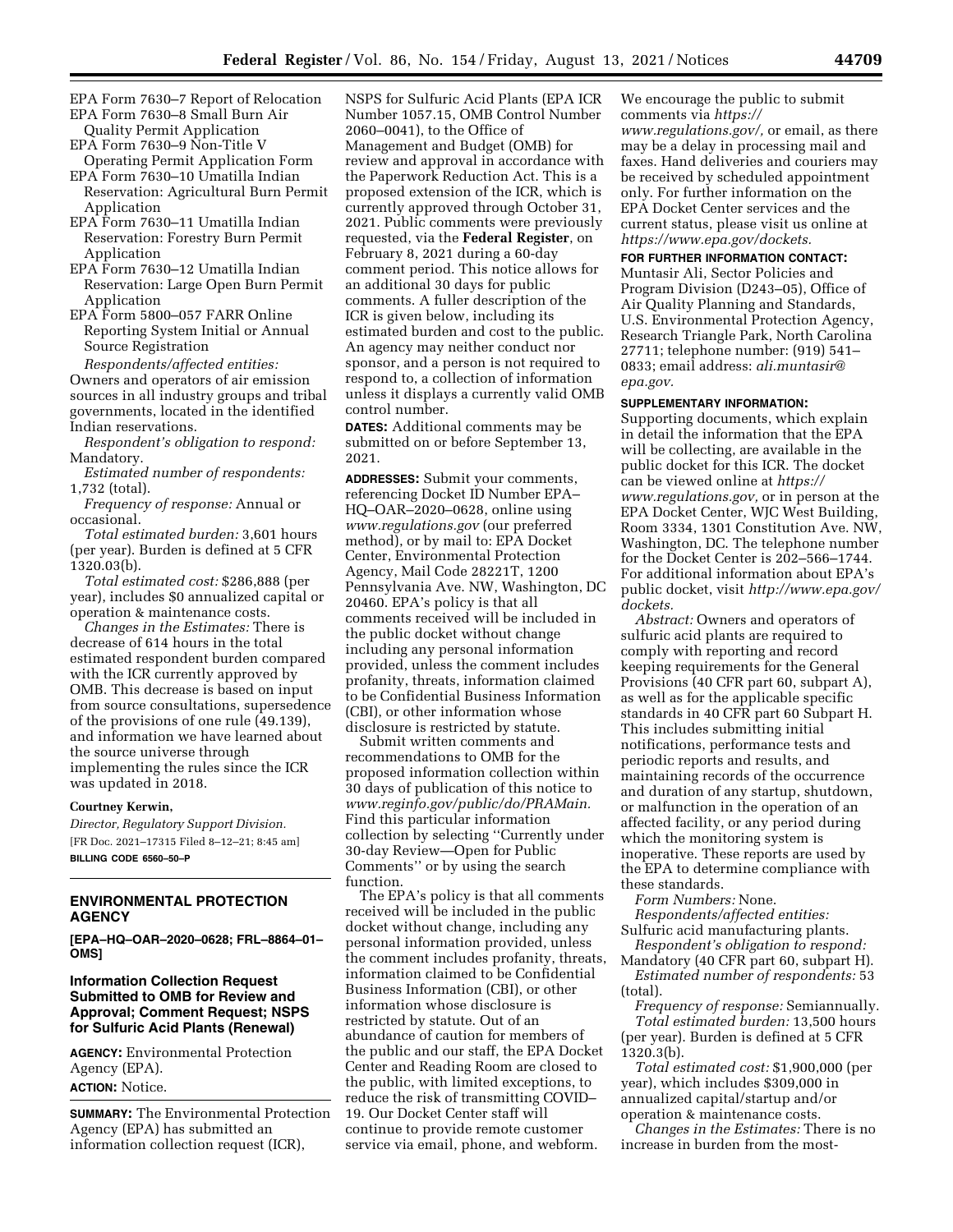EPA Form 7630–7 Report of Relocation

EPA Form 7630–8 Small Burn Air Quality Permit Application

EPA Form 7630–9 Non-Title V Operating Permit Application Form

EPA Form 7630–10 Umatilla Indian Reservation: Agricultural Burn Permit Application

EPA Form 7630–11 Umatilla Indian Reservation: Forestry Burn Permit Application

EPA Form 7630–12 Umatilla Indian Reservation: Large Open Burn Permit Application

EPA Form 5800–057 FARR Online Reporting System Initial or Annual Source Registration

*Respondents/affected entities:* Owners and operators of air emission sources in all industry groups and tribal governments, located in the identified Indian reservations.

*Respondent's obligation to respond:* Mandatory.

*Estimated number of respondents:* 1,732 (total).

*Frequency of response:* Annual or occasional.

*Total estimated burden:* 3,601 hours (per year). Burden is defined at 5 CFR 1320.03(b).

*Total estimated cost:* $286,888 (per year), includes $0 annualized capital or operation & maintenance costs.

*Changes in the Estimates:* There is decrease of 614 hours in the total estimated respondent burden compared with the ICR currently approved by OMB. This decrease is based on input from source consultations, supersedence of the provisions of one rule (49.139), and information we have learned about the source universe through implementing the rules since the ICR was updated in 2018.

**Courtney Kerwin,**

*Director, Regulatory Support Division.*

[FR Doc. 2021–17315 Filed 8–12–21; 8:45 am]

**BILLING CODE 6560–50–P**

## ENVIRONMENTAL PROTECTION AGENCY

**[EPA–HQ–OAR–2020–0628; FRL–8864–01–OMS]**

## Information Collection Request Submitted to OMB for Review and Approval; Comment Request; NSPS for Sulfuric Acid Plants (Renewal)

**AGENCY:** Environmental Protection Agency (EPA).

**ACTION:** Notice.

**SUMMARY:** The Environmental Protection Agency (EPA) has submitted an information collection request (ICR), NSPS for Sulfuric Acid Plants (EPA ICR Number 1057.15, OMB Control Number 2060–0041), to the Office of Management and Budget (OMB) for review and approval in accordance with the Paperwork Reduction Act. This is a proposed extension of the ICR, which is currently approved through October 31, 2021. Public comments were previously requested, via the **Federal Register**, on February 8, 2021 during a 60-day comment period. This notice allows for an additional 30 days for public comments. A fuller description of the ICR is given below, including its estimated burden and cost to the public. An agency may neither conduct nor sponsor, and a person is not required to respond to, a collection of information unless it displays a currently valid OMB control number.

**DATES:** Additional comments may be submitted on or before September 13, 2021.

**ADDRESSES:** Submit your comments, referencing Docket ID Number EPA–HQ–OAR–2020–0628, online using *www.regulations.gov* (our preferred method), or by mail to: EPA Docket Center, Environmental Protection Agency, Mail Code 28221T, 1200 Pennsylvania Ave. NW, Washington, DC 20460. EPA's policy is that all comments received will be included in the public docket without change including any personal information provided, unless the comment includes profanity, threats, information claimed to be Confidential Business Information (CBI), or other information whose disclosure is restricted by statute.

Submit written comments and recommendations to OMB for the proposed information collection within 30 days of publication of this notice to *www.reginfo.gov/public/do/PRAMain.* Find this particular information collection by selecting "Currently under 30-day Review—Open for Public Comments" or by using the search function.

The EPA's policy is that all comments received will be included in the public docket without change, including any personal information provided, unless the comment includes profanity, threats, information claimed to be Confidential Business Information (CBI), or other information whose disclosure is restricted by statute. Out of an abundance of caution for members of the public and our staff, the EPA Docket Center and Reading Room are closed to the public, with limited exceptions, to reduce the risk of transmitting COVID–19. Our Docket Center staff will continue to provide remote customer service via email, phone, and webform. We encourage the public to submit comments via *https://www.regulations.gov/,* or email, as there may be a delay in processing mail and faxes. Hand deliveries and couriers may be received by scheduled appointment only. For further information on the EPA Docket Center services and the current status, please visit us online at *https://www.epa.gov/dockets.*

**FOR FURTHER INFORMATION CONTACT:** Muntasir Ali, Sector Policies and Program Division (D243–05), Office of Air Quality Planning and Standards, U.S. Environmental Protection Agency, Research Triangle Park, North Carolina 27711; telephone number: (919) 541–0833; email address: *ali.muntasir@epa.gov.*

**SUPPLEMENTARY INFORMATION:** Supporting documents, which explain in detail the information that the EPA will be collecting, are available in the public docket for this ICR. The docket can be viewed online at *https://www.regulations.gov,* or in person at the EPA Docket Center, WJC West Building, Room 3334, 1301 Constitution Ave. NW, Washington, DC. The telephone number for the Docket Center is 202–566–1744. For additional information about EPA's public docket, visit *http://www.epa.gov/dockets.*

*Abstract:* Owners and operators of sulfuric acid plants are required to comply with reporting and record keeping requirements for the General Provisions (40 CFR part 60, subpart A), as well as for the applicable specific standards in 40 CFR part 60 Subpart H. This includes submitting initial notifications, performance tests and periodic reports and results, and maintaining records of the occurrence and duration of any startup, shutdown, or malfunction in the operation of an affected facility, or any period during which the monitoring system is inoperative. These reports are used by the EPA to determine compliance with these standards.

*Form Numbers:* None.

*Respondents/affected entities:* Sulfuric acid manufacturing plants.

*Respondent's obligation to respond:* Mandatory (40 CFR part 60, subpart H).

*Estimated number of respondents:* 53 (total).

*Frequency of response:* Semiannually.

*Total estimated burden:* 13,500 hours (per year). Burden is defined at 5 CFR 1320.3(b).

*Total estimated cost:* $1,900,000 (per year), which includes $309,000 in annualized capital/startup and/or operation & maintenance costs.

*Changes in the Estimates:* There is no increase in burden from the most-